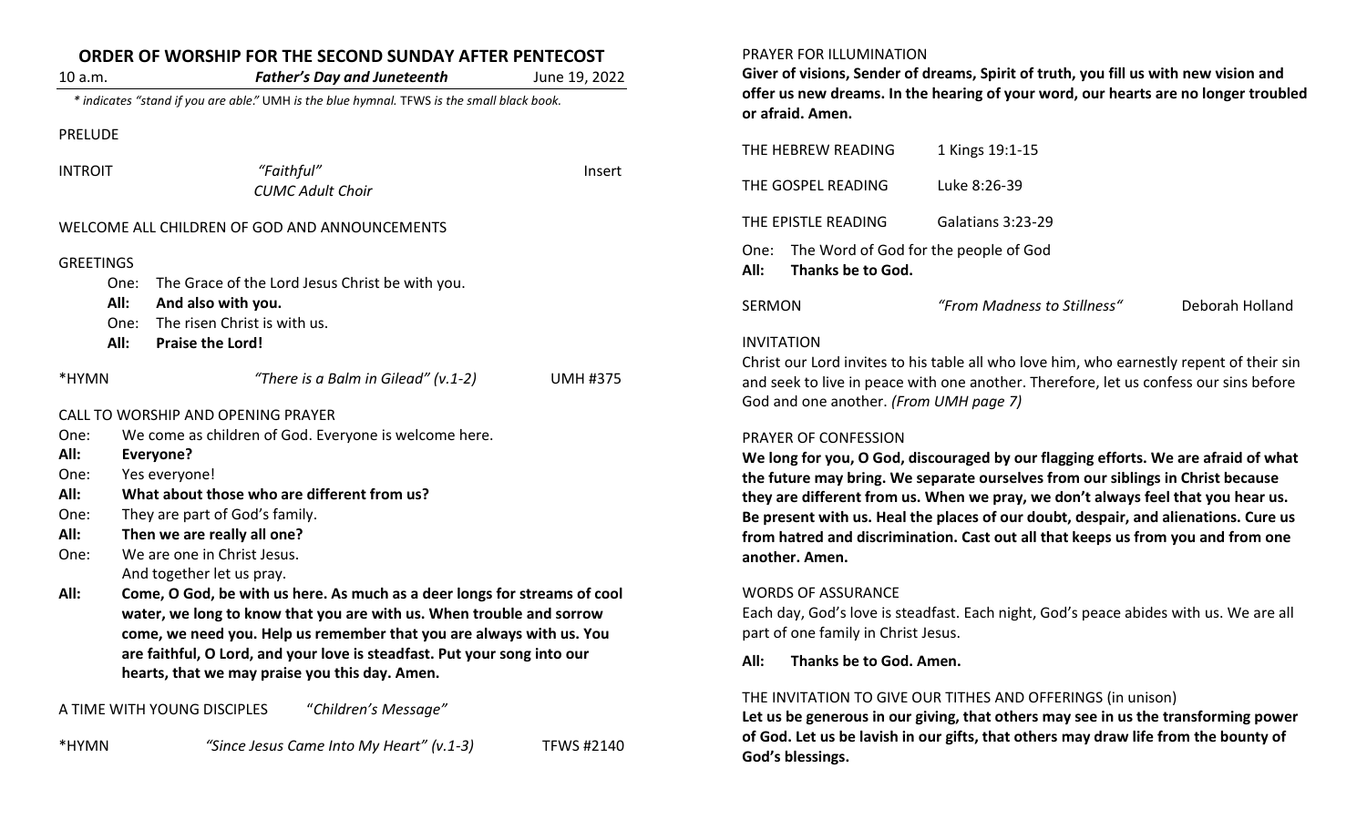# ORDER OF WORSHIP FOR THE SECOND SUNDAY AFTER PENTECOST

10 a.m. ***Father's Day and Juneteenth*** June 19, 2022

*\* indicates "stand if you are able." UMH is the blue hymnal. TFWS is the small black book.*

PRELUDE

INTROIT *"Faithful"* Insert
*CUMC Adult Choir*

WELCOME ALL CHILDREN OF GOD AND ANNOUNCEMENTS

GREETINGS

One: The Grace of the Lord Jesus Christ be with you.
**All: And also with you.**
One: The risen Christ is with us.
**All: Praise the Lord!**

*HYMN *"There is a Balm in Gilead" (v.1-2)* UMH #375

CALL TO WORSHIP AND OPENING PRAYER

One: We come as children of God. Everyone is welcome here.
**All: Everyone?**
One: Yes everyone!
**All: What about those who are different from us?**
One: They are part of God's family.
**All: Then we are really all one?**
One: We are one in Christ Jesus.
And together let us pray.
**All: Come, O God, be with us here. As much as a deer longs for streams of cool water, we long to know that you are with us. When trouble and sorrow come, we need you. Help us remember that you are always with us. You are faithful, O Lord, and your love is steadfast. Put your song into our hearts, that we may praise you this day. Amen.**

A TIME WITH YOUNG DISCIPLES "*Children's Message"*

*HYMN *"Since Jesus Came Into My Heart" (v.1-3)* TFWS #2140

PRAYER FOR ILLUMINATION

**Giver of visions, Sender of dreams, Spirit of truth, you fill us with new vision and offer us new dreams. In the hearing of your word, our hearts are no longer troubled or afraid. Amen.**

THE HEBREW READING 1 Kings 19:1-15

THE GOSPEL READING Luke 8:26-39

THE EPISTLE READING Galatians 3:23-29

One: The Word of God for the people of God
**All: Thanks be to God.**

SERMON *"From Madness to Stillness"* Deborah Holland

INVITATION

Christ our Lord invites to his table all who love him, who earnestly repent of their sin and seek to live in peace with one another. Therefore, let us confess our sins before God and one another. *(From UMH page 7)*

PRAYER OF CONFESSION

**We long for you, O God, discouraged by our flagging efforts. We are afraid of what the future may bring. We separate ourselves from our siblings in Christ because they are different from us. When we pray, we don't always feel that you hear us. Be present with us. Heal the places of our doubt, despair, and alienations. Cure us from hatred and discrimination. Cast out all that keeps us from you and from one another. Amen.**

WORDS OF ASSURANCE

Each day, God's love is steadfast. Each night, God's peace abides with us. We are all part of one family in Christ Jesus.

**All: Thanks be to God. Amen.**

THE INVITATION TO GIVE OUR TITHES AND OFFERINGS (in unison)

**Let us be generous in our giving, that others may see in us the transforming power of God. Let us be lavish in our gifts, that others may draw life from the bounty of God's blessings.**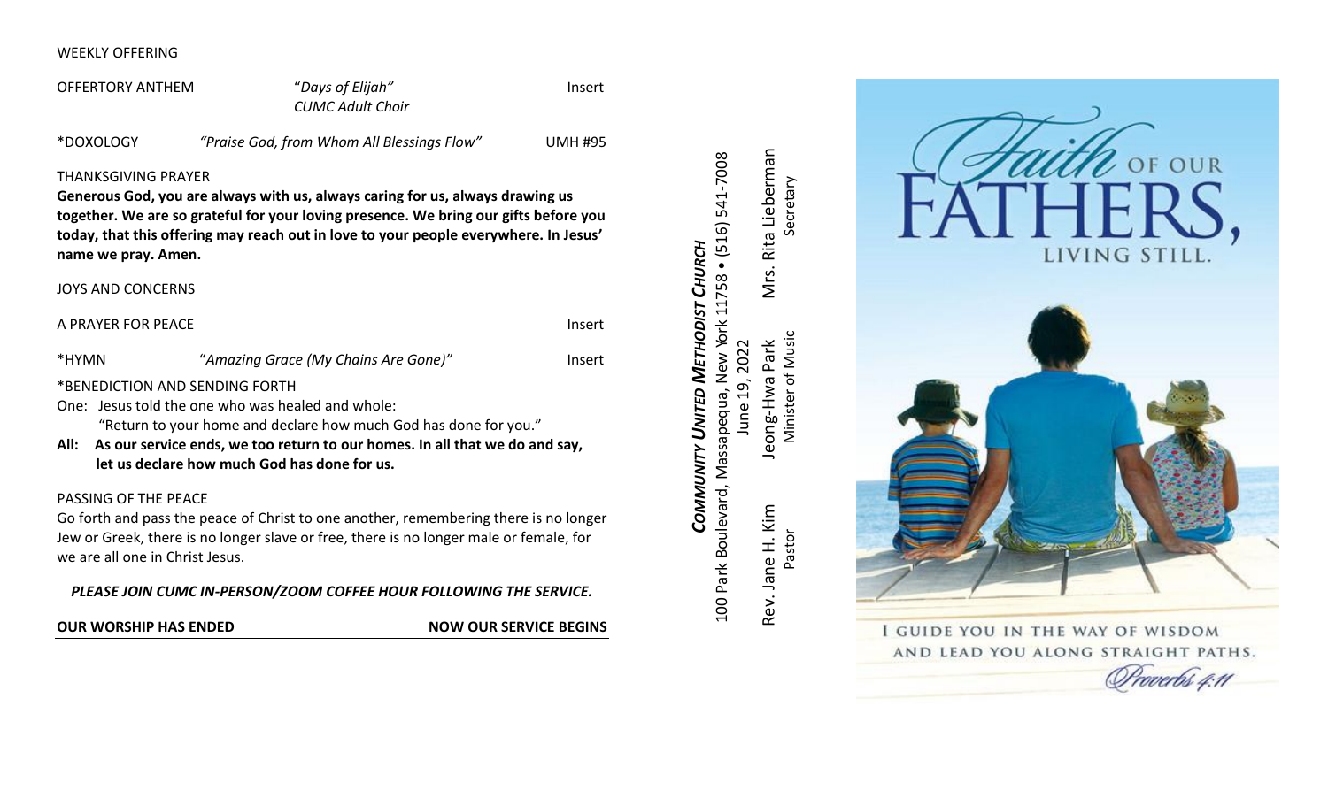WEEKLY OFFERING

OFFERTORY ANTHEM — "*Days of Elijah*" *CUMC Adult Choir* — Insert

*DOXOLOGY — *"Praise God, from Whom All Blessings Flow"* — UMH #95

THANKSGIVING PRAYER

**Generous God, you are always with us, always caring for us, always drawing us together. We are so grateful for your loving presence. We bring our gifts before you today, that this offering may reach out in love to your people everywhere. In Jesus' name we pray. Amen.**

JOYS AND CONCERNS

A PRAYER FOR PEACE — Insert

*HYMN — "*Amazing Grace (My Chains Are Gone)*" — Insert

*BENEDICTION AND SENDING FORTH

One: Jesus told the one who was healed and whole:
"Return to your home and declare how much God has done for you."

**All: As our service ends, we too return to our homes. In all that we do and say, let us declare how much God has done for us.**

PASSING OF THE PEACE

Go forth and pass the peace of Christ to one another, remembering there is no longer Jew or Greek, there is no longer slave or free, there is no longer male or female, for we are all one in Christ Jesus.

***PLEASE JOIN CUMC IN-PERSON/ZOOM COFFEE HOUR FOLLOWING THE SERVICE.***

**OUR WORSHIP HAS ENDED** — **NOW OUR SERVICE BEGINS**

***COMMUNITY UNITED METHODIST CHURCH***

100 Park Boulevard, Massapequa, New York 11758 • (516) 541-7008

June 19, 2022

Rev. Jane H. Kim — Pastor

Jeong-Hwa Park — Minister of Music

Mrs. Rita Lieberman — Secretary

Faith OF OUR FATHERS, LIVING STILL.

I GUIDE YOU IN THE WAY OF WISDOM AND LEAD YOU ALONG STRAIGHT PATHS.

Proverbs 4:11